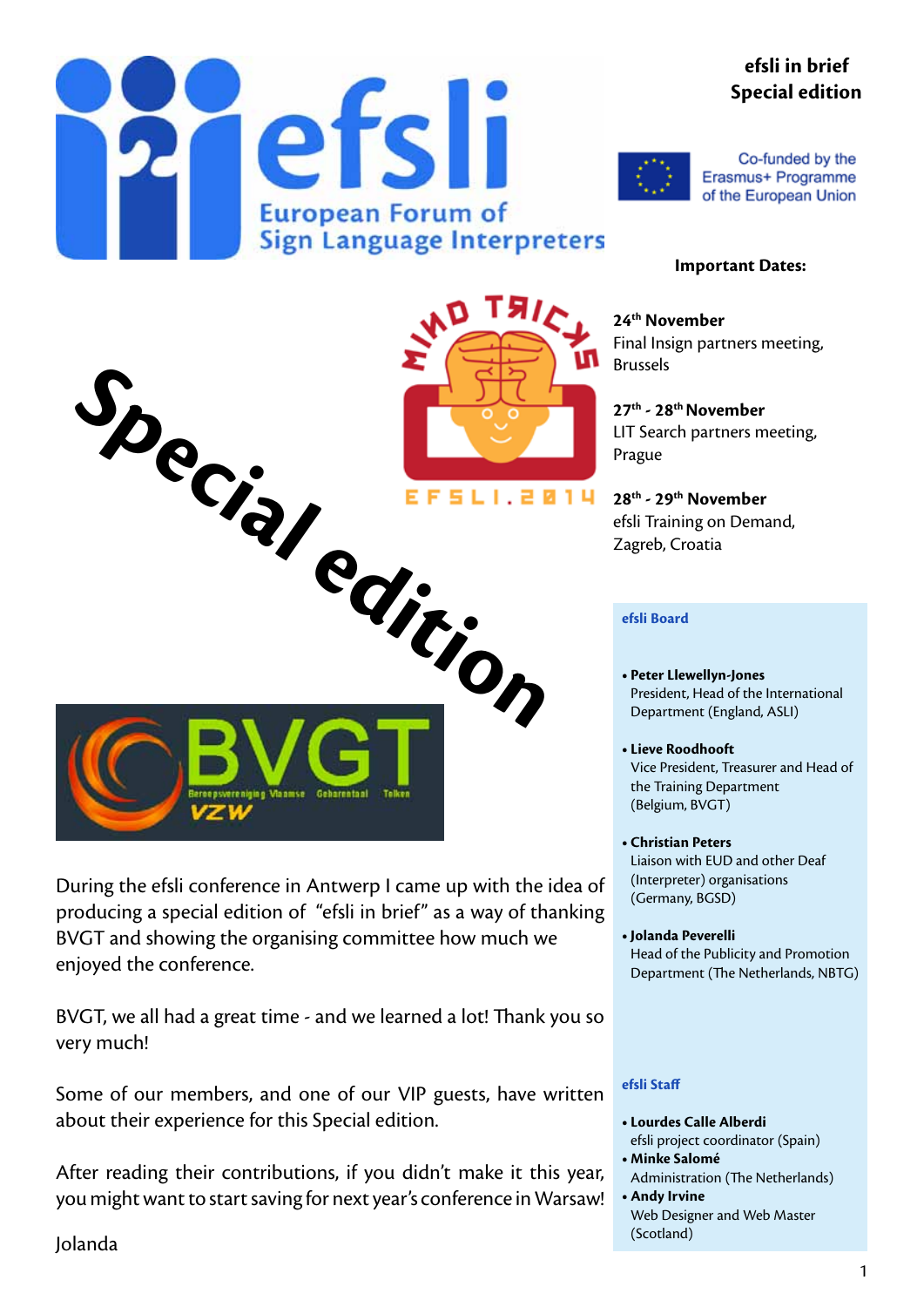# efsli in brief
## Special edition

Co-funded by the Erasmus+ Programme of the European Union

European Forum of Sign Language Interpreters

**Special edition**

EFSLI.2014

BVGT Beroepsvereniging Vlaamse Gebarentaal Tolken VZW

During the efsli conference in Antwerp I came up with the idea of producing a special edition of "efsli in brief" as a way of thanking BVGT and showing the organising committee how much we enjoyed the conference.

BVGT, we all had a great time - and we learned a lot! Thank you so very much!

Some of our members, and one of our VIP guests, have written about their experience for this Special edition.

After reading their contributions, if you didn't make it this year, you might want to start saving for next year's conference in Warsaw!

Jolanda

**Important Dates:**

**24th November**
Final Insign partners meeting, Brussels

**27th - 28th November**
LIT Search partners meeting, Prague

**28th - 29th November**
efsli Training on Demand, Zagreb, Croatia

**efsli Board**

- **Peter Llewellyn-Jones**
  President, Head of the International Department (England, ASLI)
- **Lieve Roodhooft**
  Vice President, Treasurer and Head of the Training Department (Belgium, BVGT)
- **Christian Peters**
  Liaison with EUD and other Deaf (Interpreter) organisations (Germany, BGSD)
- **Jolanda Peverelli**
  Head of the Publicity and Promotion Department (The Netherlands, NBTG)

**efsli Staff**

- **Lourdes Calle Alberdi**
  efsli project coordinator (Spain)
- **Minke Salomé**
  Administration (The Netherlands)
- **Andy Irvine**
  Web Designer and Web Master (Scotland)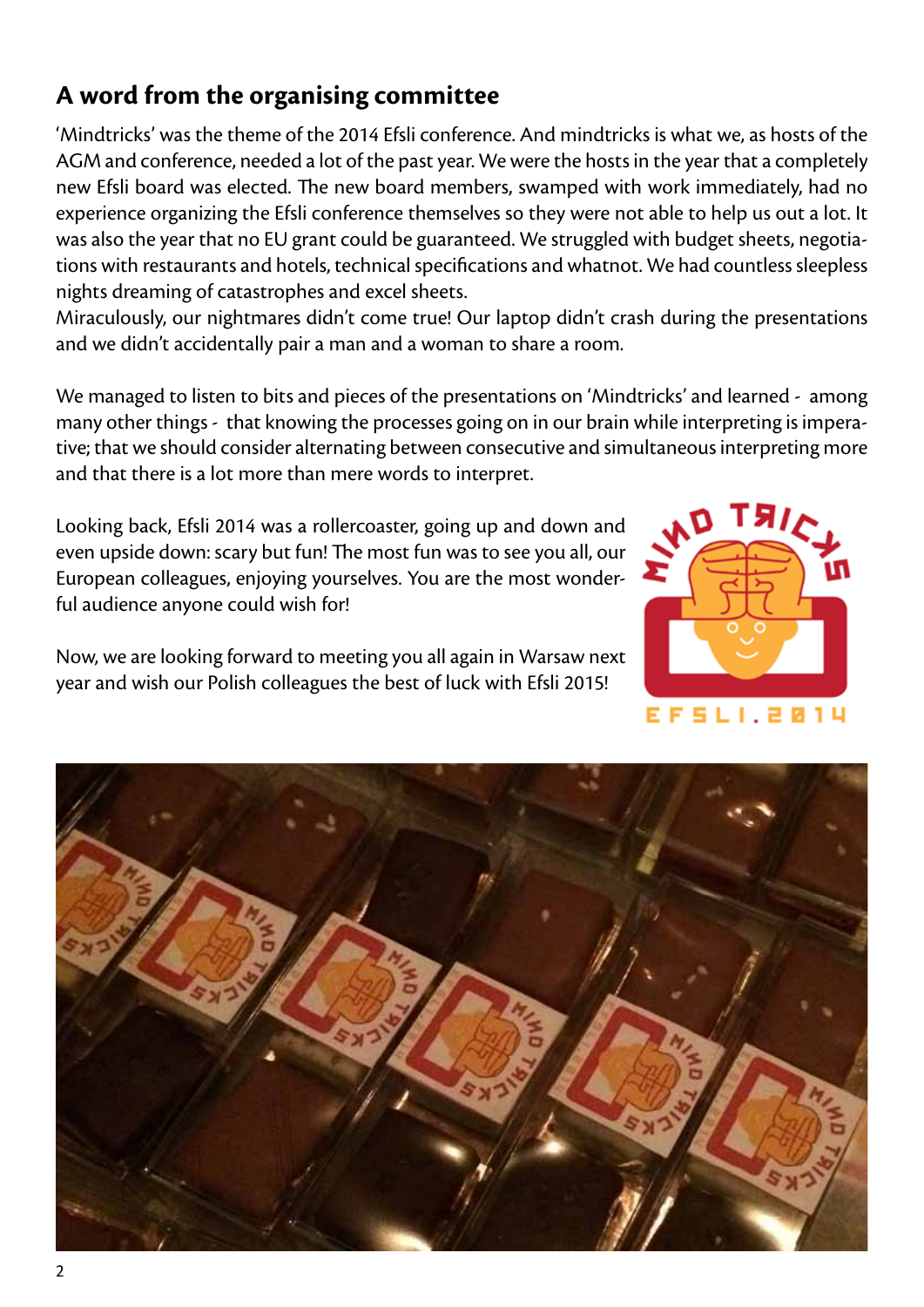## A word from the organising committee

'Mindtricks' was the theme of the 2014 Efsli conference. And mindtricks is what we, as hosts of the AGM and conference, needed a lot of the past year. We were the hosts in the year that a completely new Efsli board was elected. The new board members, swamped with work immediately, had no experience organizing the Efsli conference themselves so they were not able to help us out a lot. It was also the year that no EU grant could be guaranteed. We struggled with budget sheets, negotiations with restaurants and hotels, technical specifications and whatnot. We had countless sleepless nights dreaming of catastrophes and excel sheets.
Miraculously, our nightmares didn't come true! Our laptop didn't crash during the presentations and we didn't accidentally pair a man and a woman to share a room.

We managed to listen to bits and pieces of the presentations on 'Mindtricks' and learned - among many other things - that knowing the processes going on in our brain while interpreting is imperative; that we should consider alternating between consecutive and simultaneous interpreting more and that there is a lot more than mere words to interpret.

Looking back, Efsli 2014 was a rollercoaster, going up and down and even upside down: scary but fun! The most fun was to see you all, our European colleagues, enjoying yourselves. You are the most wonderful audience anyone could wish for!

Now, we are looking forward to meeting you all again in Warsaw next year and wish our Polish colleagues the best of luck with Efsli 2015!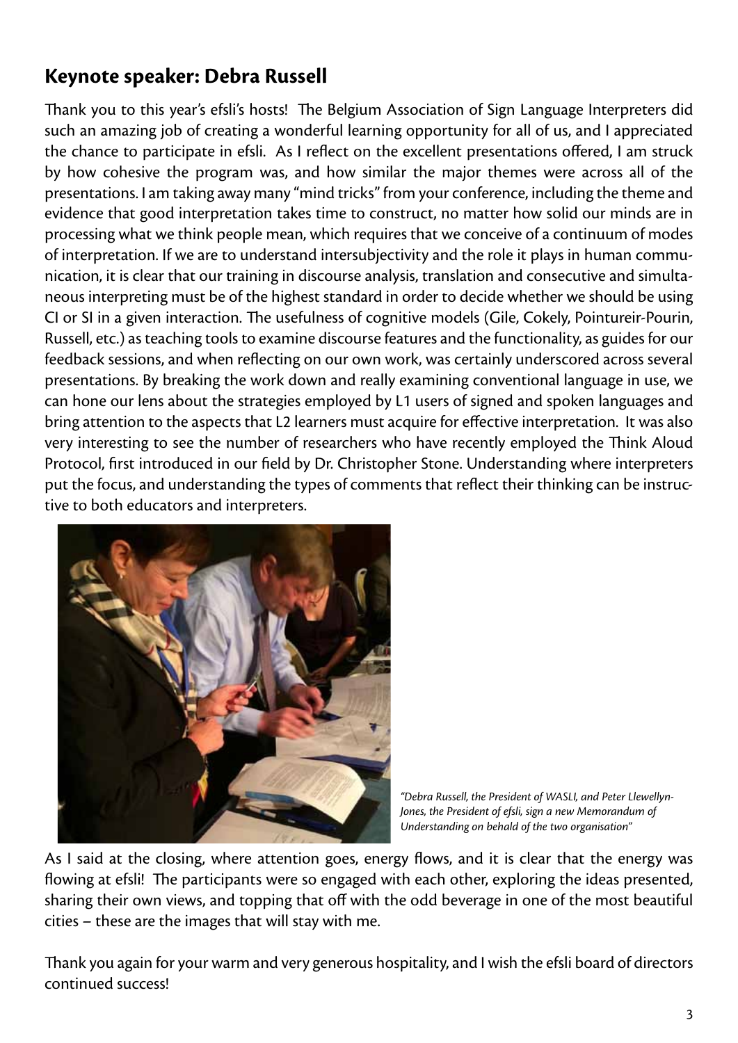## Keynote speaker: Debra Russell

Thank you to this year's efsli's hosts! The Belgium Association of Sign Language Interpreters did such an amazing job of creating a wonderful learning opportunity for all of us, and I appreciated the chance to participate in efsli. As I reflect on the excellent presentations offered, I am struck by how cohesive the program was, and how similar the major themes were across all of the presentations. I am taking away many "mind tricks" from your conference, including the theme and evidence that good interpretation takes time to construct, no matter how solid our minds are in processing what we think people mean, which requires that we conceive of a continuum of modes of interpretation. If we are to understand intersubjectivity and the role it plays in human communication, it is clear that our training in discourse analysis, translation and consecutive and simultaneous interpreting must be of the highest standard in order to decide whether we should be using CI or SI in a given interaction. The usefulness of cognitive models (Gile, Cokely, Pointureir-Pourin, Russell, etc.) as teaching tools to examine discourse features and the functionality, as guides for our feedback sessions, and when reflecting on our own work, was certainly underscored across several presentations. By breaking the work down and really examining conventional language in use, we can hone our lens about the strategies employed by L1 users of signed and spoken languages and bring attention to the aspects that L2 learners must acquire for effective interpretation. It was also very interesting to see the number of researchers who have recently employed the Think Aloud Protocol, first introduced in our field by Dr. Christopher Stone. Understanding where interpreters put the focus, and understanding the types of comments that reflect their thinking can be instructive to both educators and interpreters.

*"Debra Russell, the President of WASLI, and Peter Llewellyn-Jones, the President of efsli, sign a new Memorandum of Understanding on behalf of the two organisation"*

As I said at the closing, where attention goes, energy flows, and it is clear that the energy was flowing at efsli! The participants were so engaged with each other, exploring the ideas presented, sharing their own views, and topping that off with the odd beverage in one of the most beautiful cities – these are the images that will stay with me.

Thank you again for your warm and very generous hospitality, and I wish the efsli board of directors continued success!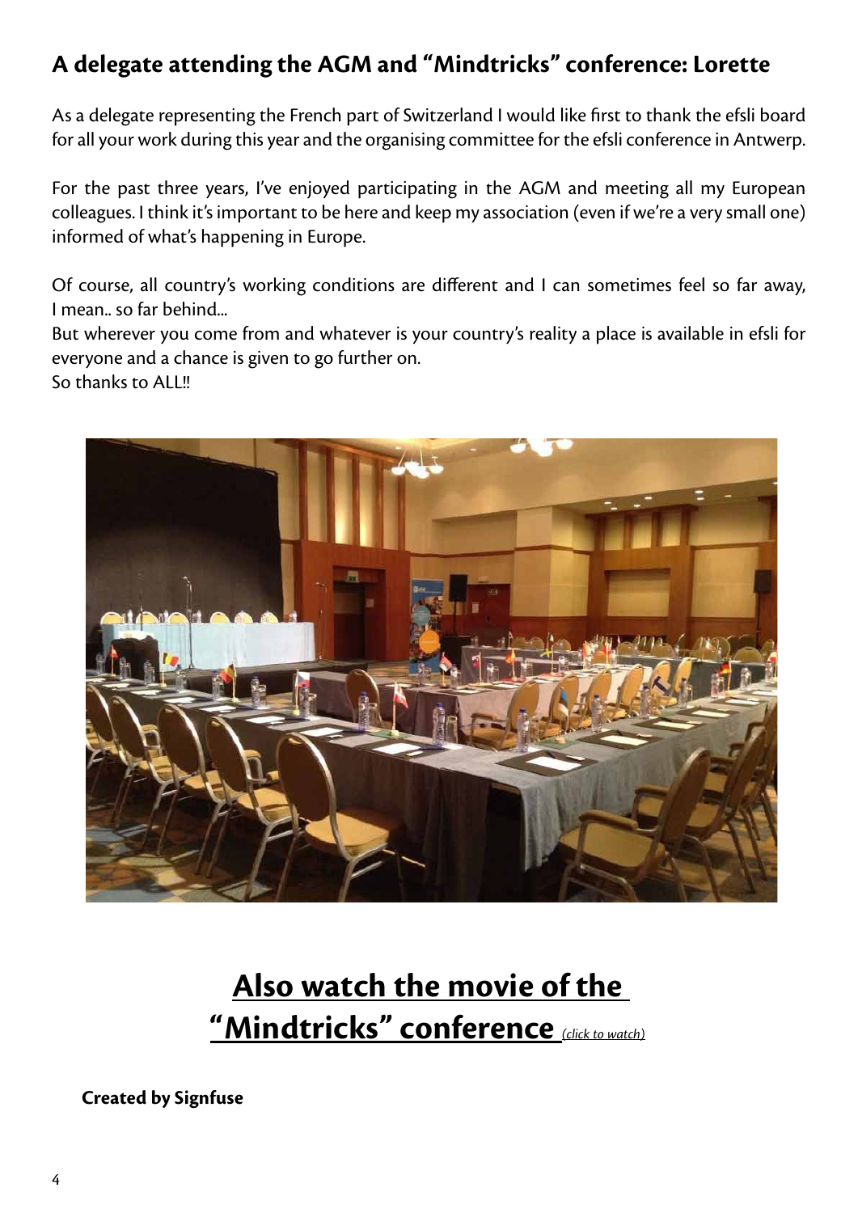## A delegate attending the AGM and "Mindtricks" conference: Lorette

As a delegate representing the French part of Switzerland I would like first to thank the efsli board for all your work during this year and the organising committee for the efsli conference in Antwerp.

For the past three years, I've enjoyed participating in the AGM and meeting all my European colleagues. I think it's important to be here and keep my association (even if we're a very small one) informed of what's happening in Europe.

Of course, all country's working conditions are different and I can sometimes feel so far away, I mean.. so far behind...
But wherever you come from and whatever is your country's reality a place is available in efsli for everyone and a chance is given to go further on.
So thanks to ALL!!

## Also watch the movie of the "Mindtricks" conference *(click to watch)*

**Created by Signfuse**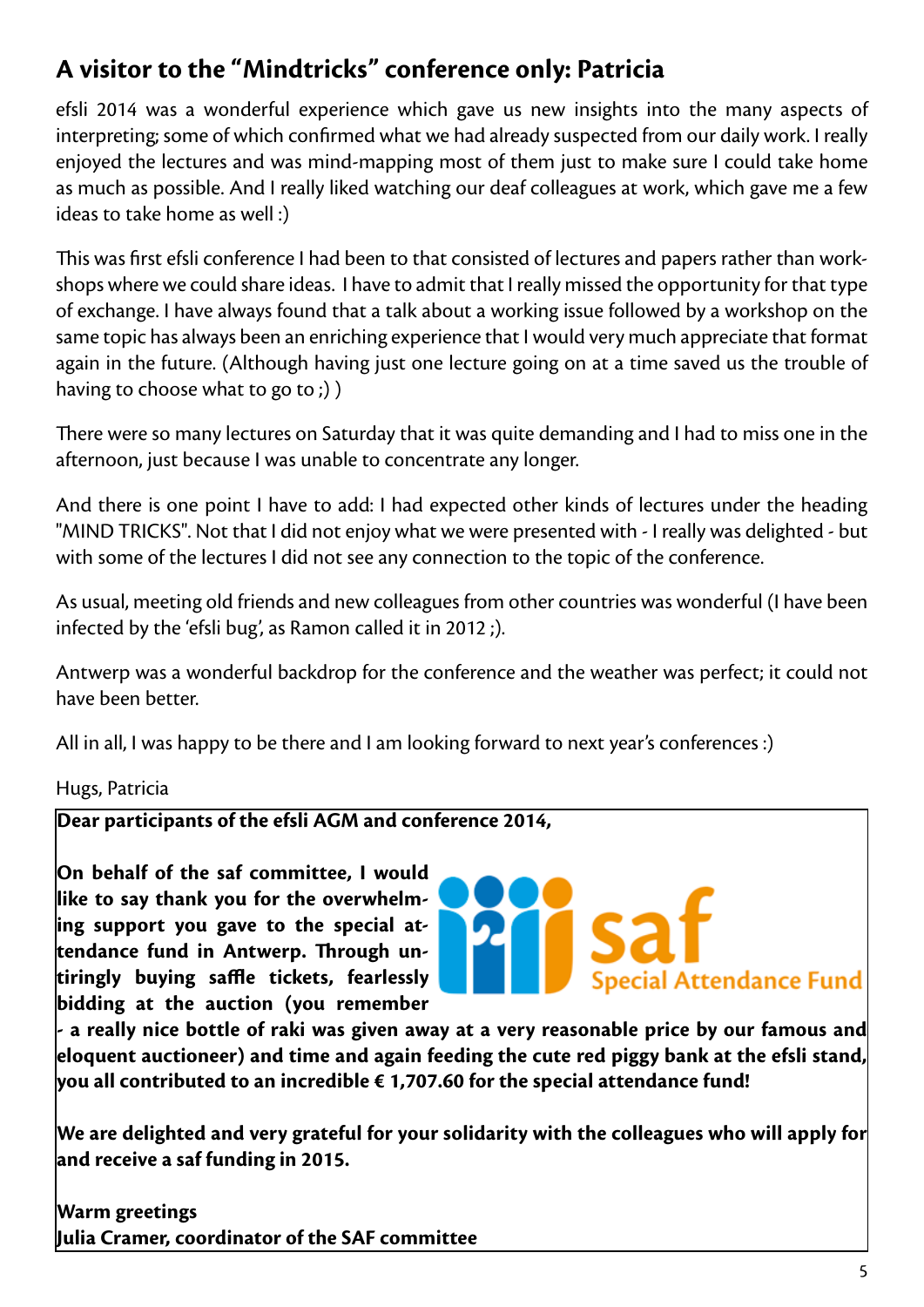## A visitor to the "Mindtricks" conference only: Patricia

efsli 2014 was a wonderful experience which gave us new insights into the many aspects of interpreting; some of which confirmed what we had already suspected from our daily work. I really enjoyed the lectures and was mind-mapping most of them just to make sure I could take home as much as possible. And I really liked watching our deaf colleagues at work, which gave me a few ideas to take home as well :)

This was first efsli conference I had been to that consisted of lectures and papers rather than workshops where we could share ideas. I have to admit that I really missed the opportunity for that type of exchange. I have always found that a talk about a working issue followed by a workshop on the same topic has always been an enriching experience that I would very much appreciate that format again in the future. (Although having just one lecture going on at a time saved us the trouble of having to choose what to go to ;) )

There were so many lectures on Saturday that it was quite demanding and I had to miss one in the afternoon, just because I was unable to concentrate any longer.

And there is one point I have to add: I had expected other kinds of lectures under the heading "MIND TRICKS". Not that I did not enjoy what we were presented with - I really was delighted - but with some of the lectures I did not see any connection to the topic of the conference.

As usual, meeting old friends and new colleagues from other countries was wonderful (I have been infected by the 'efsli bug', as Ramon called it in 2012 ;).

Antwerp was a wonderful backdrop for the conference and the weather was perfect; it could not have been better.

All in all, I was happy to be there and I am looking forward to next year's conferences :)

Hugs, Patricia

**Dear participants of the efsli AGM and conference 2014,**

**On behalf of the saf committee, I would like to say thank you for the overwhelming support you gave to the special attendance fund in Antwerp. Through untiringly buying saffle tickets, fearlessly bidding at the auction (you remember - a really nice bottle of raki was given away at a very reasonable price by our famous and eloquent auctioneer) and time and again feeding the cute red piggy bank at the efsli stand, you all contributed to an incredible € 1,707.60 for the special attendance fund!**

**We are delighted and very grateful for your solidarity with the colleagues who will apply for and receive a saf funding in 2015.**

**Warm greetings**
**Julia Cramer, coordinator of the SAF committee**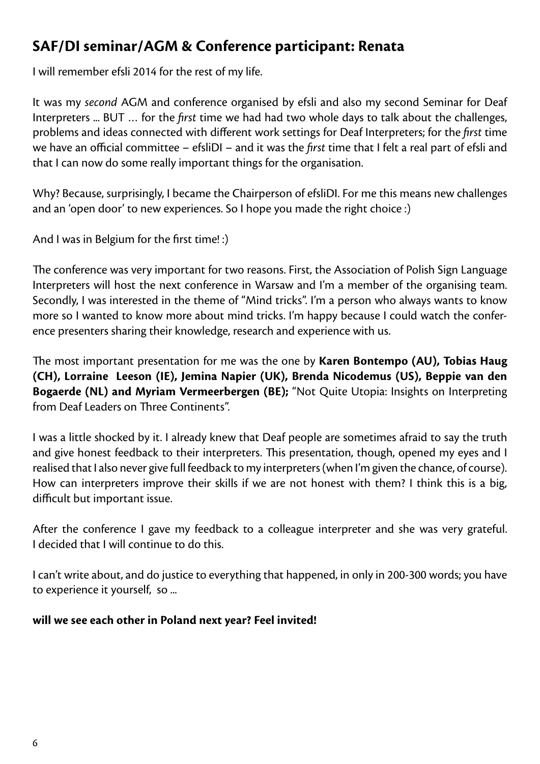## SAF/DI seminar/AGM & Conference participant: Renata

I will remember efsli 2014 for the rest of my life.

It was my *second* AGM and conference organised by efsli and also my second Seminar for Deaf Interpreters ... BUT … for the *first* time we had had two whole days to talk about the challenges, problems and ideas connected with different work settings for Deaf Interpreters; for the *first* time we have an official committee – efsliDI – and it was the *first* time that I felt a real part of efsli and that I can now do some really important things for the organisation.

Why? Because, surprisingly, I became the Chairperson of efsliDI. For me this means new challenges and an 'open door' to new experiences. So I hope you made the right choice :)

And I was in Belgium for the first time! :)

The conference was very important for two reasons. First, the Association of Polish Sign Language Interpreters will host the next conference in Warsaw and I'm a member of the organising team. Secondly, I was interested in the theme of "Mind tricks". I'm a person who always wants to know more so I wanted to know more about mind tricks. I'm happy because I could watch the conference presenters sharing their knowledge, research and experience with us.

The most important presentation for me was the one by **Karen Bontempo (AU), Tobias Haug (CH), Lorraine Leeson (IE), Jemina Napier (UK), Brenda Nicodemus (US), Beppie van den Bogaerde (NL) and Myriam Vermeerbergen (BE);** "Not Quite Utopia: Insights on Interpreting from Deaf Leaders on Three Continents".

I was a little shocked by it. I already knew that Deaf people are sometimes afraid to say the truth and give honest feedback to their interpreters. This presentation, though, opened my eyes and I realised that I also never give full feedback to my interpreters (when I'm given the chance, of course). How can interpreters improve their skills if we are not honest with them? I think this is a big, difficult but important issue.

After the conference I gave my feedback to a colleague interpreter and she was very grateful. I decided that I will continue to do this.

I can't write about, and do justice to everything that happened, in only in 200-300 words; you have to experience it yourself, so ...

**will we see each other in Poland next year? Feel invited!**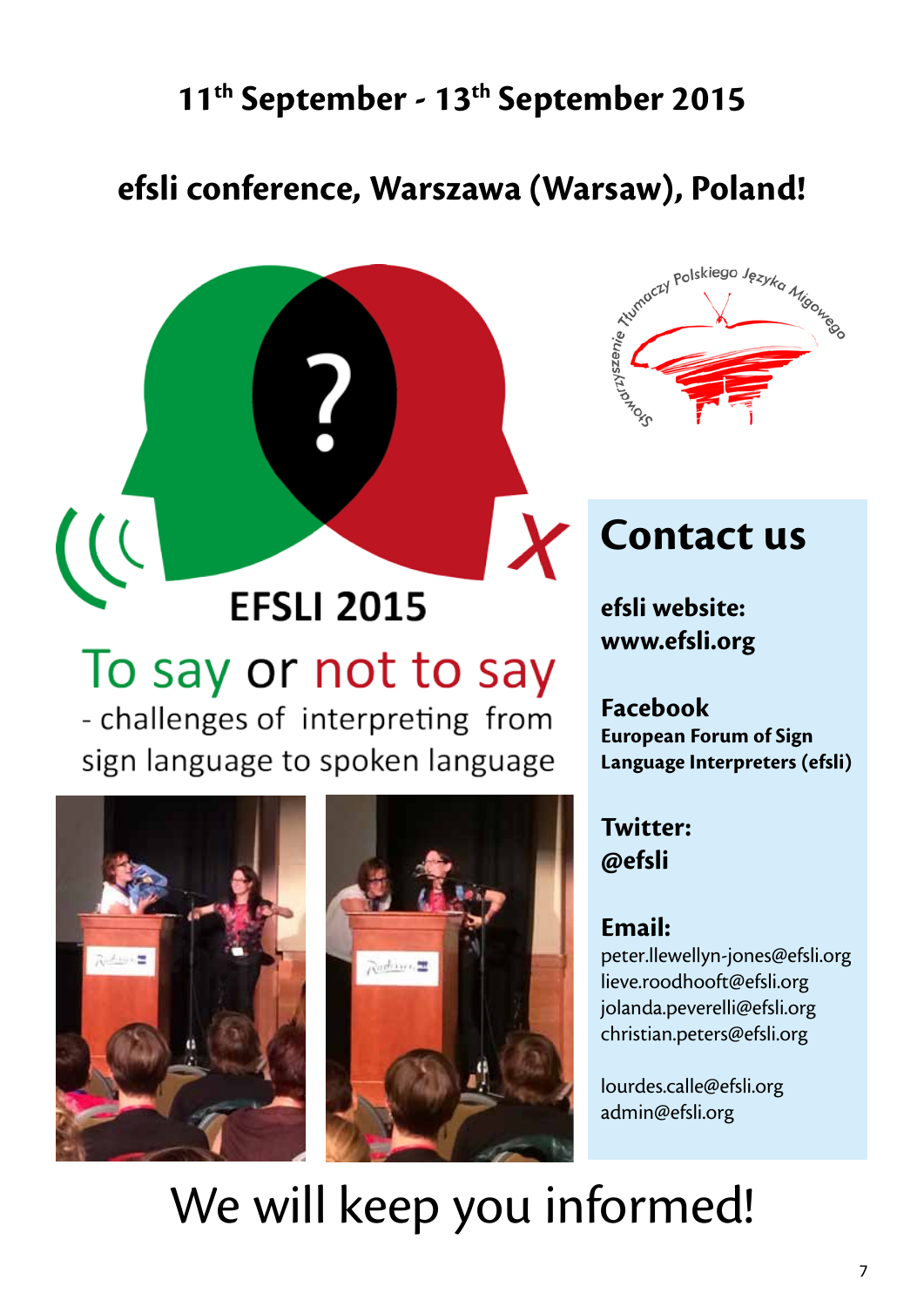## 11th September - 13th September 2015

## efsli conference, Warszawa (Warsaw), Poland!

Stowarzyszenie Tłumaczy Polskiego Języka Migowego

EFSLI 2015

To say or not to say

- challenges of interpreting from sign language to spoken language

## Contact us

**efsli website:**
**www.efsli.org**

**Facebook**
**European Forum of Sign Language Interpreters (efsli)**

**Twitter:**
**@efsli**

**Email:**
peter.llewellyn-jones@efsli.org
lieve.roodhooft@efsli.org
jolanda.peverelli@efsli.org
christian.peters@efsli.org

lourdes.calle@efsli.org
admin@efsli.org

# We will keep you informed!